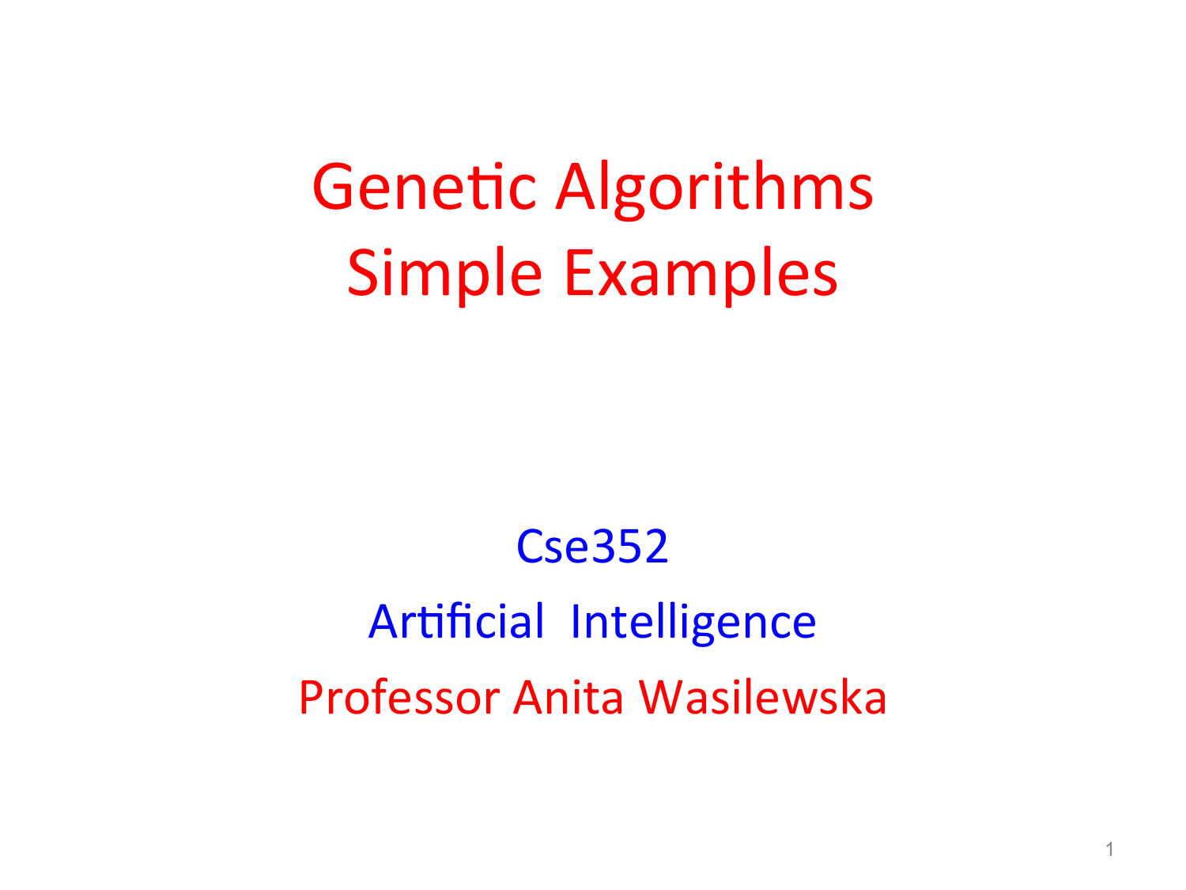# Genetic Algorithms
# Simple Examples

Cse352

Artificial Intelligence

Professor Anita Wasilewska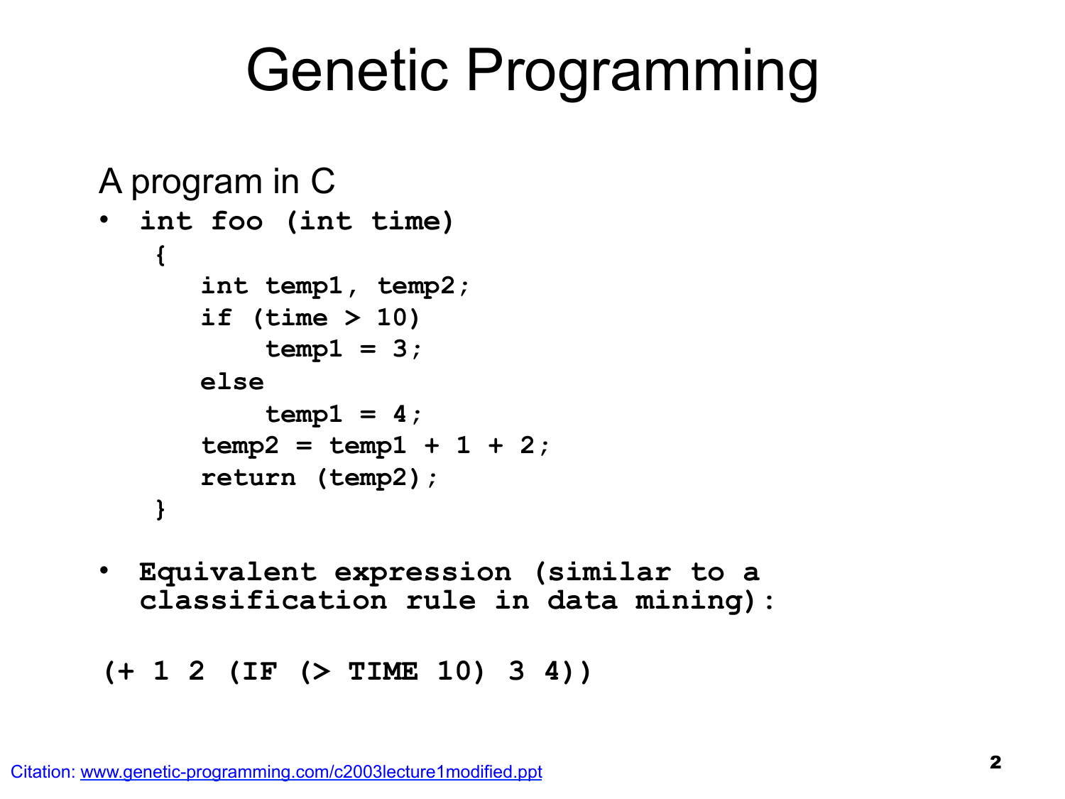# Genetic Programming

A program in C

- ```
  int foo (int time)
  {
      int temp1, temp2;
      if (time > 10)
          temp1 = 3;
      else
          temp1 = 4;
      temp2 = temp1 + 1 + 2;
      return (temp2);
  }
  ```

- **Equivalent expression (similar to a classification rule in data mining):**

```
(+ 1 2 (IF (> TIME 10) 3 4))
```

Citation: www.genetic-programming.com/c2003lecture1modified.ppt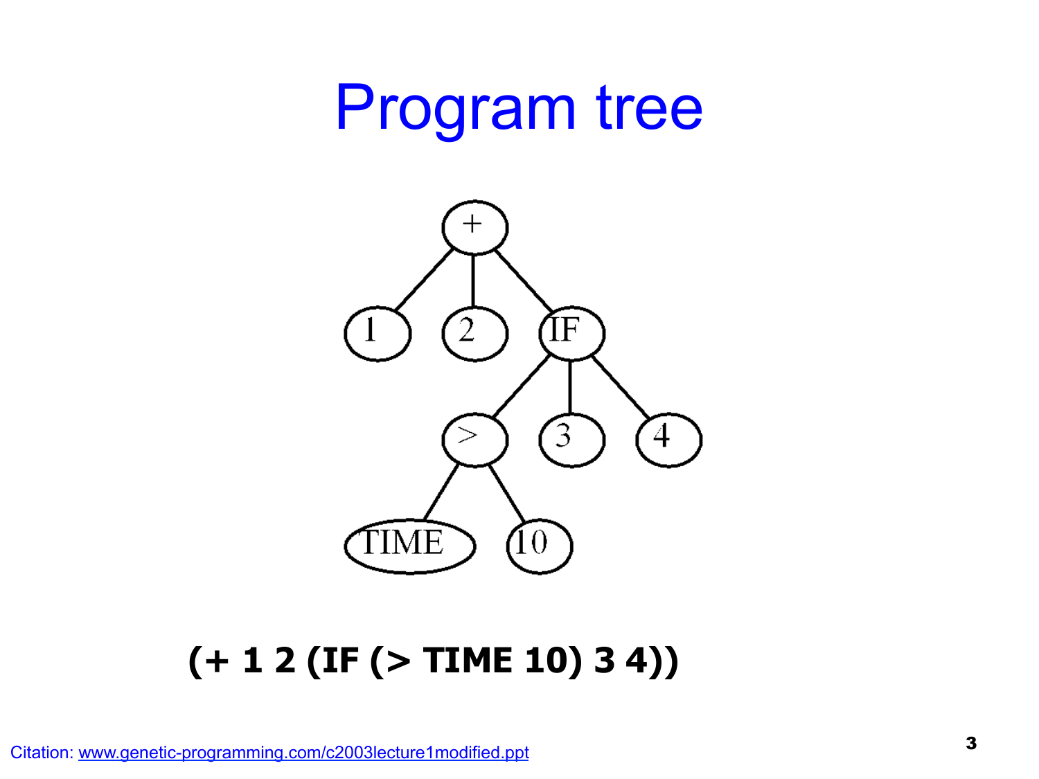# Program tree

**(+ 1 2 (IF (> TIME 10) 3 4))**

Citation: www.genetic-programming.com/c2003lecture1modified.ppt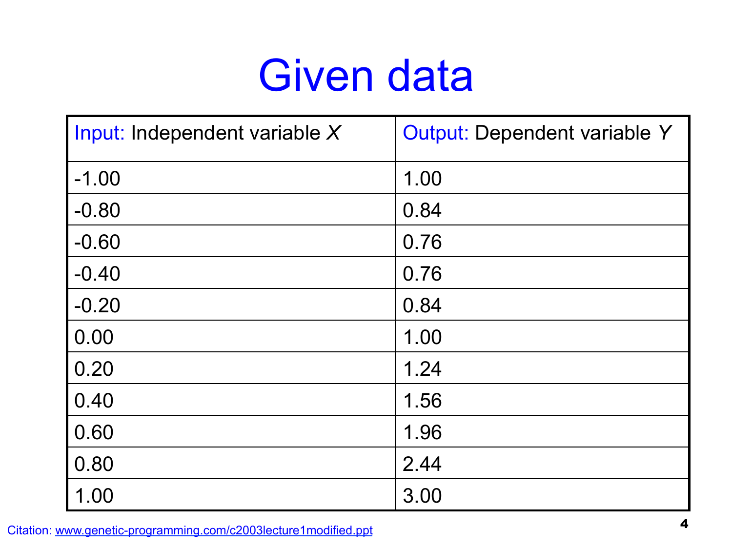# Given data

| Input: Independent variable *X* | Output: Dependent variable *Y* |
| --- | --- |
| -1.00 | 1.00 |
| -0.80 | 0.84 |
| -0.60 | 0.76 |
| -0.40 | 0.76 |
| -0.20 | 0.84 |
| 0.00 | 1.00 |
| 0.20 | 1.24 |
| 0.40 | 1.56 |
| 0.60 | 1.96 |
| 0.80 | 2.44 |
| 1.00 | 3.00 |

Citation: www.genetic-programming.com/c2003lecture1modified.ppt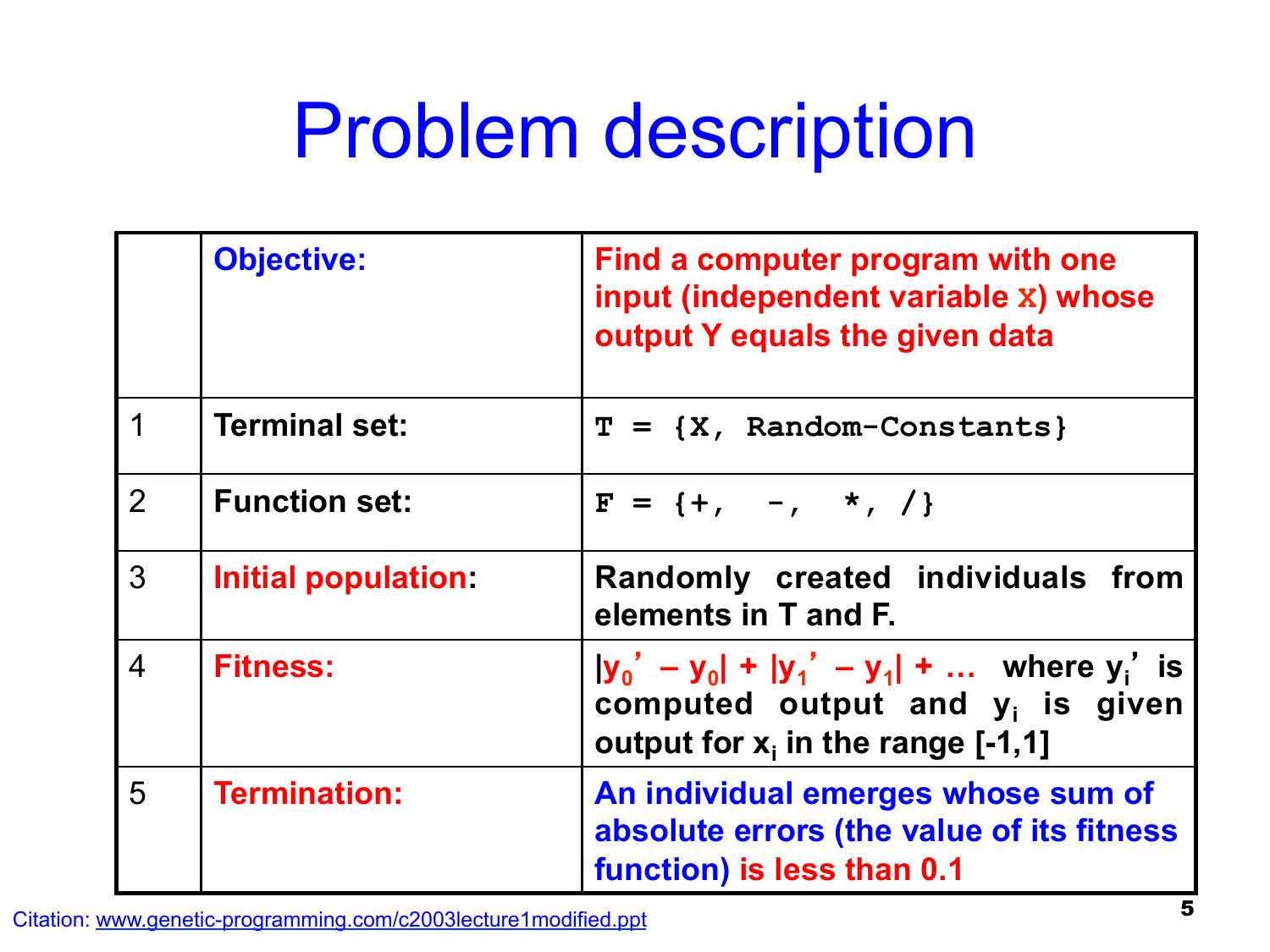# Problem description

| | | |
|---|---|---|
| | **Objective:** | **Find a computer program with one input (independent variable X) whose output Y equals the given data** |
| 1 | **Terminal set:** | `T = {X, Random-Constants}` |
| 2 | **Function set:** | `F = {+, -, *, /}` |
| 3 | **Initial population:** | **Randomly created individuals from elements in T and F.** |
| 4 | **Fitness:** | $\|y_0' - y_0\| + \|y_1' - y_1\| + \ldots$ **where $y_i'$ is computed output and $y_i$ is given output for $x_i$ in the range [-1,1]** |
| 5 | **Termination:** | **An individual emerges whose sum of absolute errors (the value of its fitness function) is less than 0.1** |

Citation: www.genetic-programming.com/c2003lecture1modified.ppt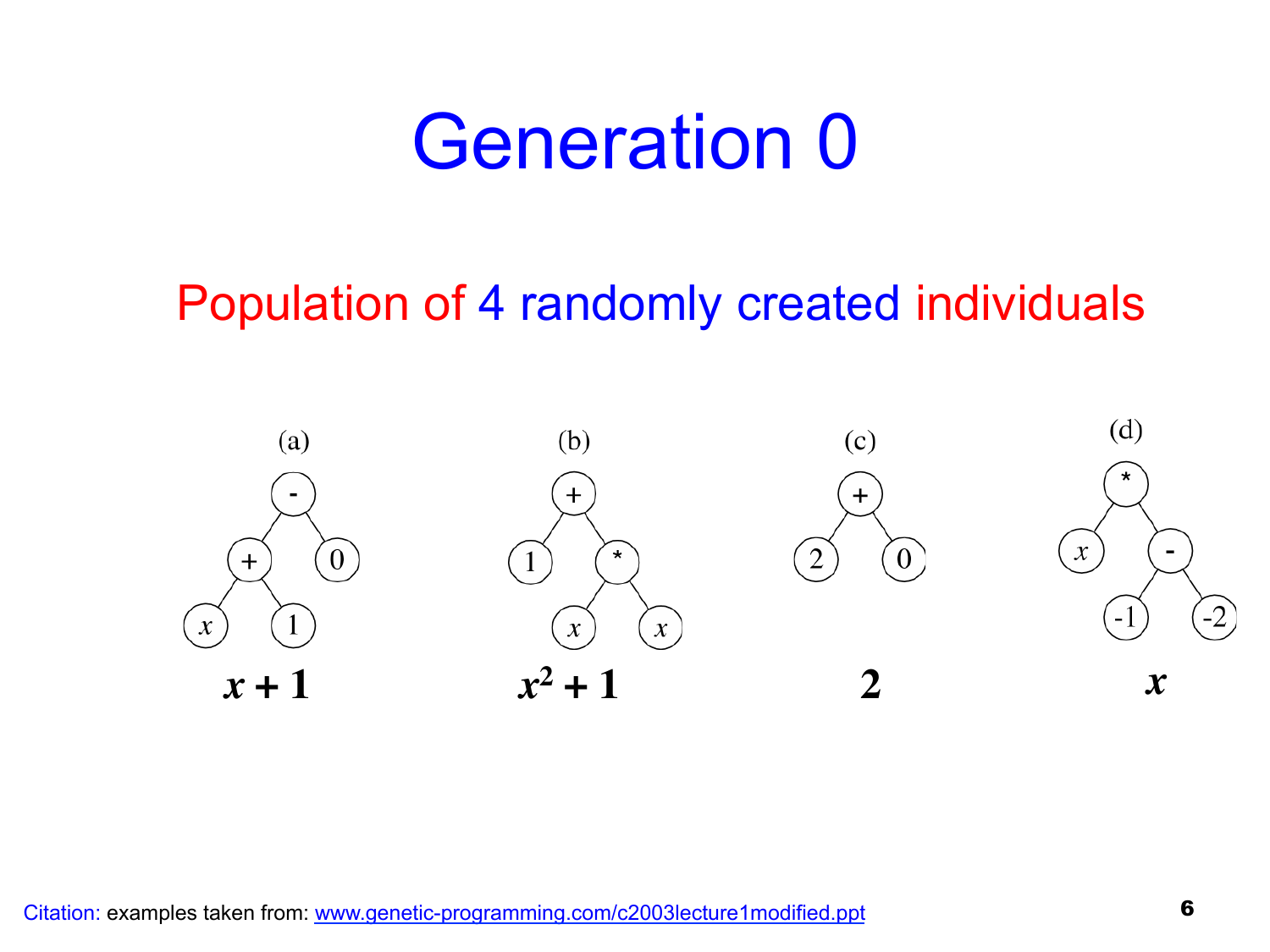# Generation 0

## Population of 4 randomly created individuals

(a) $x + 1$

(b) $x^2 + 1$

(c) $2$

(d) $x$

Citation: examples taken from: www.genetic-programming.com/c2003lecture1modified.ppt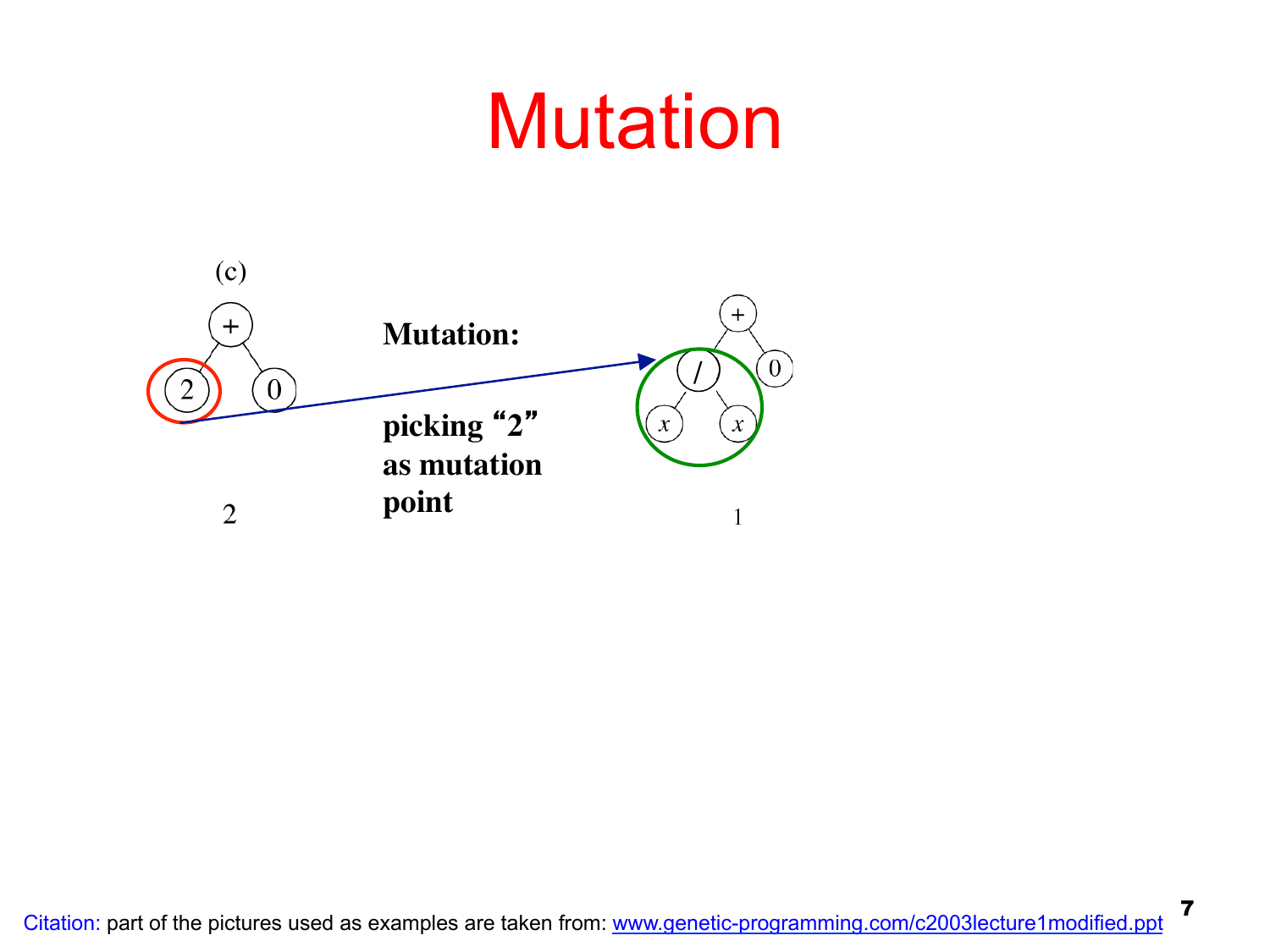# Mutation

(c)

**Mutation:**

**picking "2" as mutation point**

2

1

Citation: part of the pictures used as examples are taken from: [www.genetic-programming.com/c2003lecture1modified.ppt](www.genetic-programming.com/c2003lecture1modified.ppt)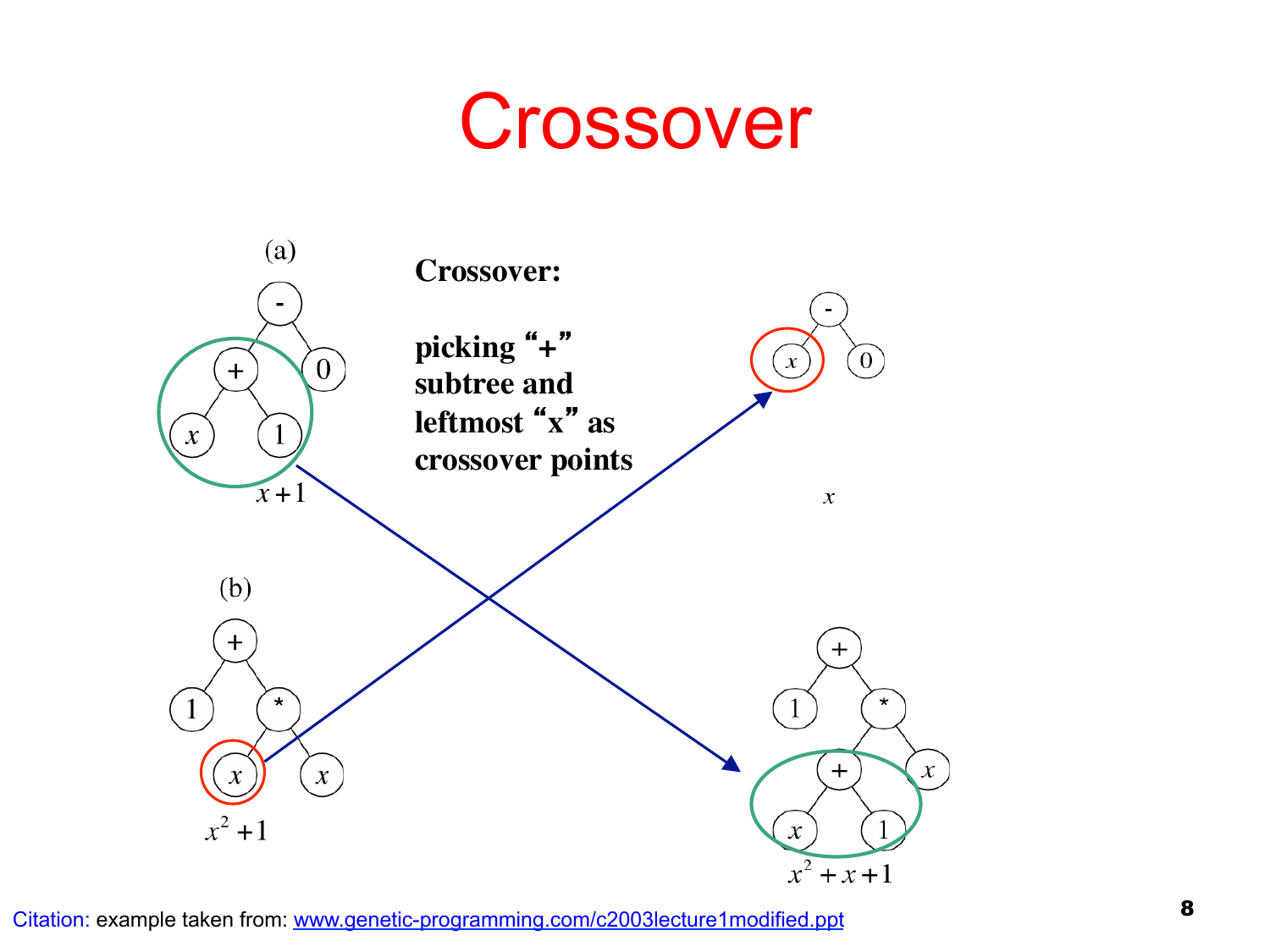# Crossover

(a)

$x+1$

(b)

$x^2+1$

**Crossover:**

**picking "+" subtree and leftmost "x" as crossover points**

$x$

$x^2+x+1$

Citation: example taken from: www.genetic-programming.com/c2003lecture1modified.ppt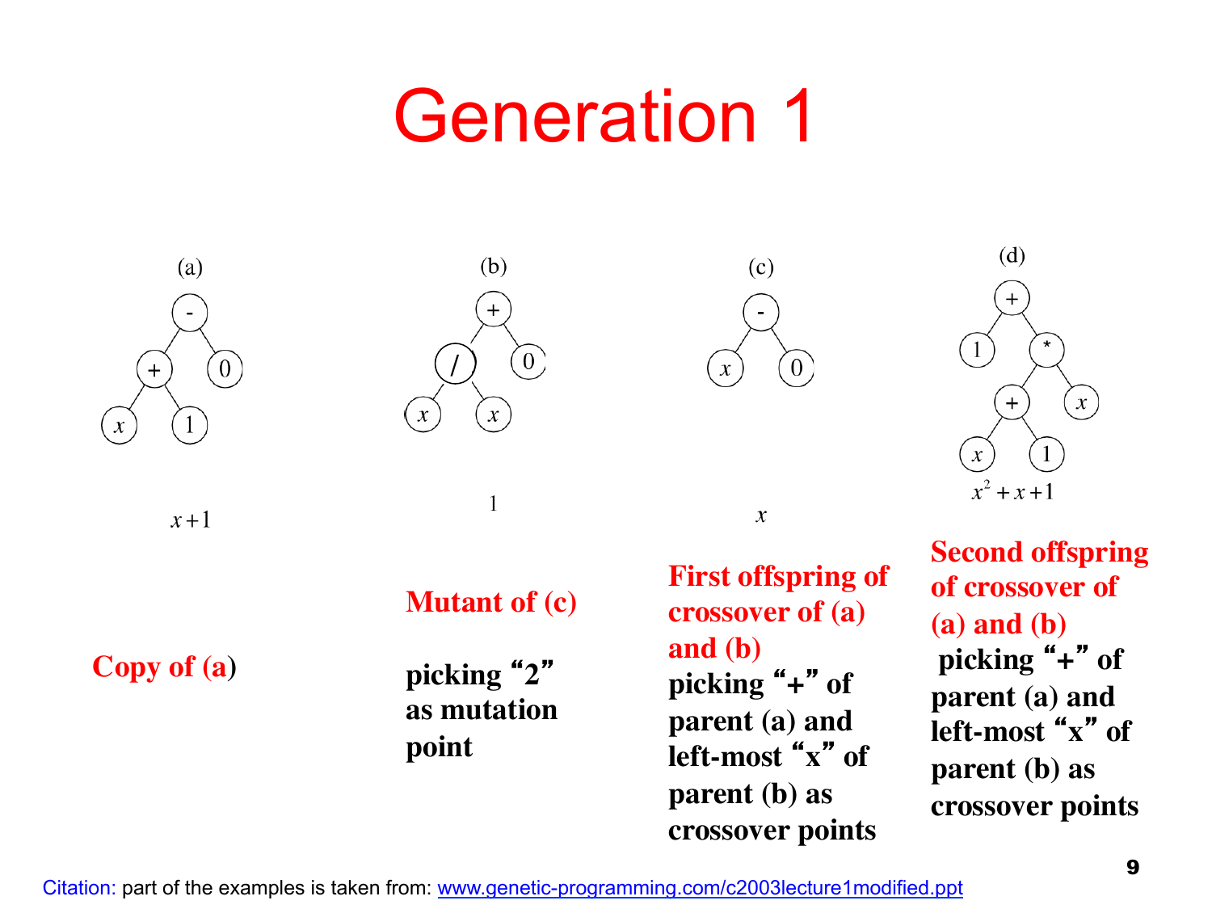# Generation 1

(a)

$x+1$

**Copy of (a)**

(b)

1

**Mutant of (c)**

**picking "2" as mutation point**

(c)

$x$

**First offspring of crossover of (a) and (b)**
**picking "+" of parent (a) and left-most "x" of parent (b) as crossover points**

(d)

$x^2+x+1$

**Second offspring of crossover of (a) and (b)**
**picking "+" of parent (a) and left-most "x" of parent (b) as crossover points**

Citation: part of the examples is taken from: www.genetic-programming.com/c2003lecture1modified.ppt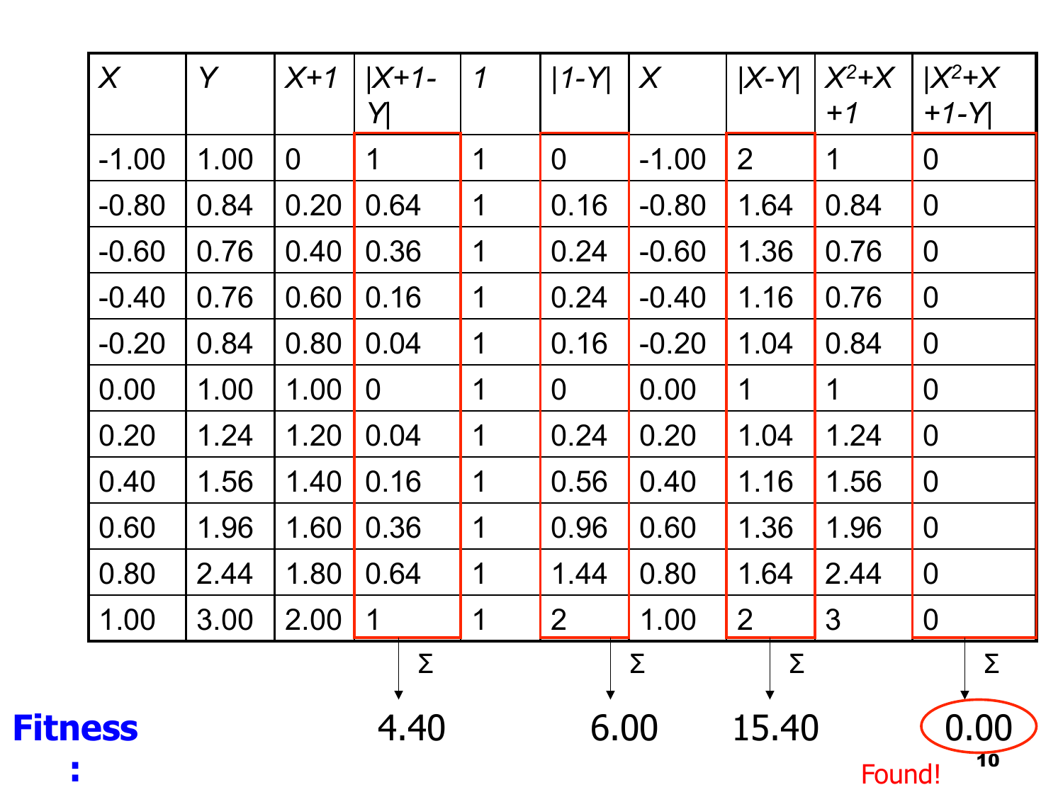| $X$ | $Y$ | $X+1$ | $\|X+1-Y\|$ | $1$ | $\|1-Y\|$ | $X$ | $\|X-Y\|$ | $X^2+X+1$ | $\|X^2+X+1-Y\|$ |
|---|---|---|---|---|---|---|---|---|---|
| -1.00 | 1.00 | 0 | 1 | 1 | 0 | -1.00 | 2 | 1 | 0 |
| -0.80 | 0.84 | 0.20 | 0.64 | 1 | 0.16 | -0.80 | 1.64 | 0.84 | 0 |
| -0.60 | 0.76 | 0.40 | 0.36 | 1 | 0.24 | -0.60 | 1.36 | 0.76 | 0 |
| -0.40 | 0.76 | 0.60 | 0.16 | 1 | 0.24 | -0.40 | 1.16 | 0.76 | 0 |
| -0.20 | 0.84 | 0.80 | 0.04 | 1 | 0.16 | -0.20 | 1.04 | 0.84 | 0 |
| 0.00 | 1.00 | 1.00 | 0 | 1 | 0 | 0.00 | 1 | 1 | 0 |
| 0.20 | 1.24 | 1.20 | 0.04 | 1 | 0.24 | 0.20 | 1.04 | 1.24 | 0 |
| 0.40 | 1.56 | 1.40 | 0.16 | 1 | 0.56 | 0.40 | 1.16 | 1.56 | 0 |
| 0.60 | 1.96 | 1.60 | 0.36 | 1 | 0.96 | 0.60 | 1.36 | 1.96 | 0 |
| 0.80 | 2.44 | 1.80 | 0.64 | 1 | 1.44 | 0.80 | 1.64 | 2.44 | 0 |
| 1.00 | 3.00 | 2.00 | 1 | 1 | 2 | 1.00 | 2 | 3 | 0 |
| **Fitness:** | | | Σ 4.40 | | Σ 6.00 | | Σ 15.40 | | Σ 0.00 (Found!) |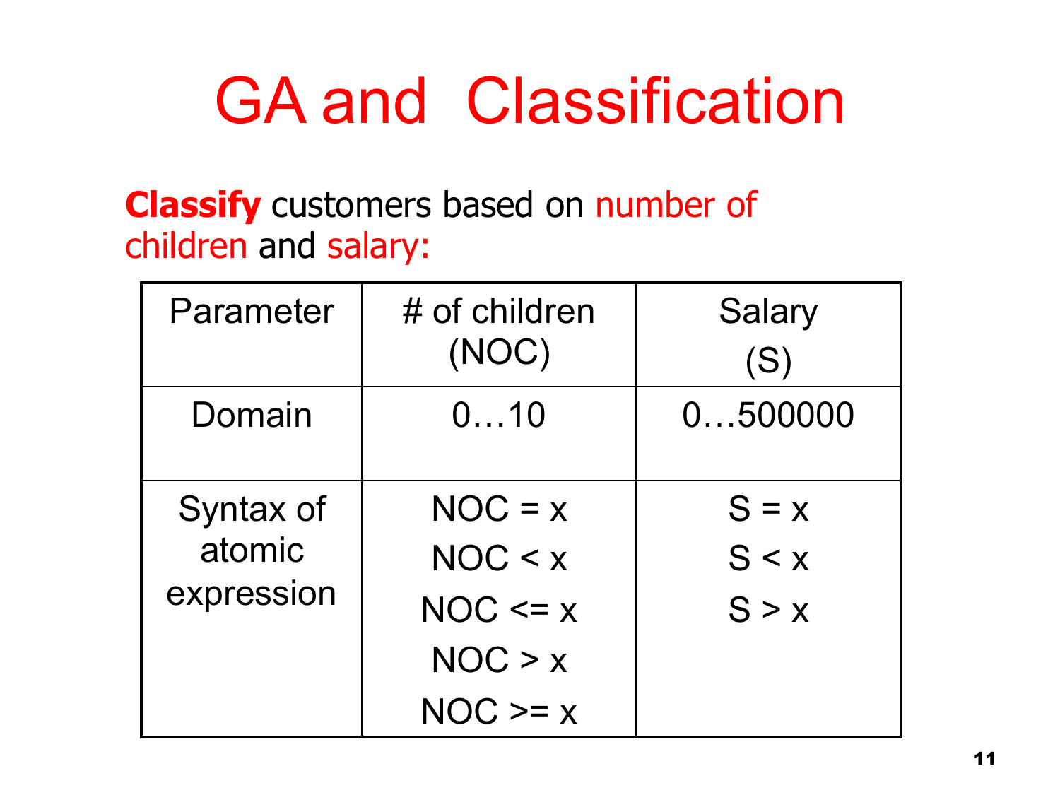# GA and Classification

**Classify** customers based on number of children and salary:

| Parameter | # of children (NOC) | Salary (S) |
|---|---|---|
| Domain | 0…10 | 0…500000 |
| Syntax of atomic expression | NOC = x<br>NOC < x<br>NOC <= x<br>NOC > x<br>NOC >= x | S = x<br>S < x<br>S > x |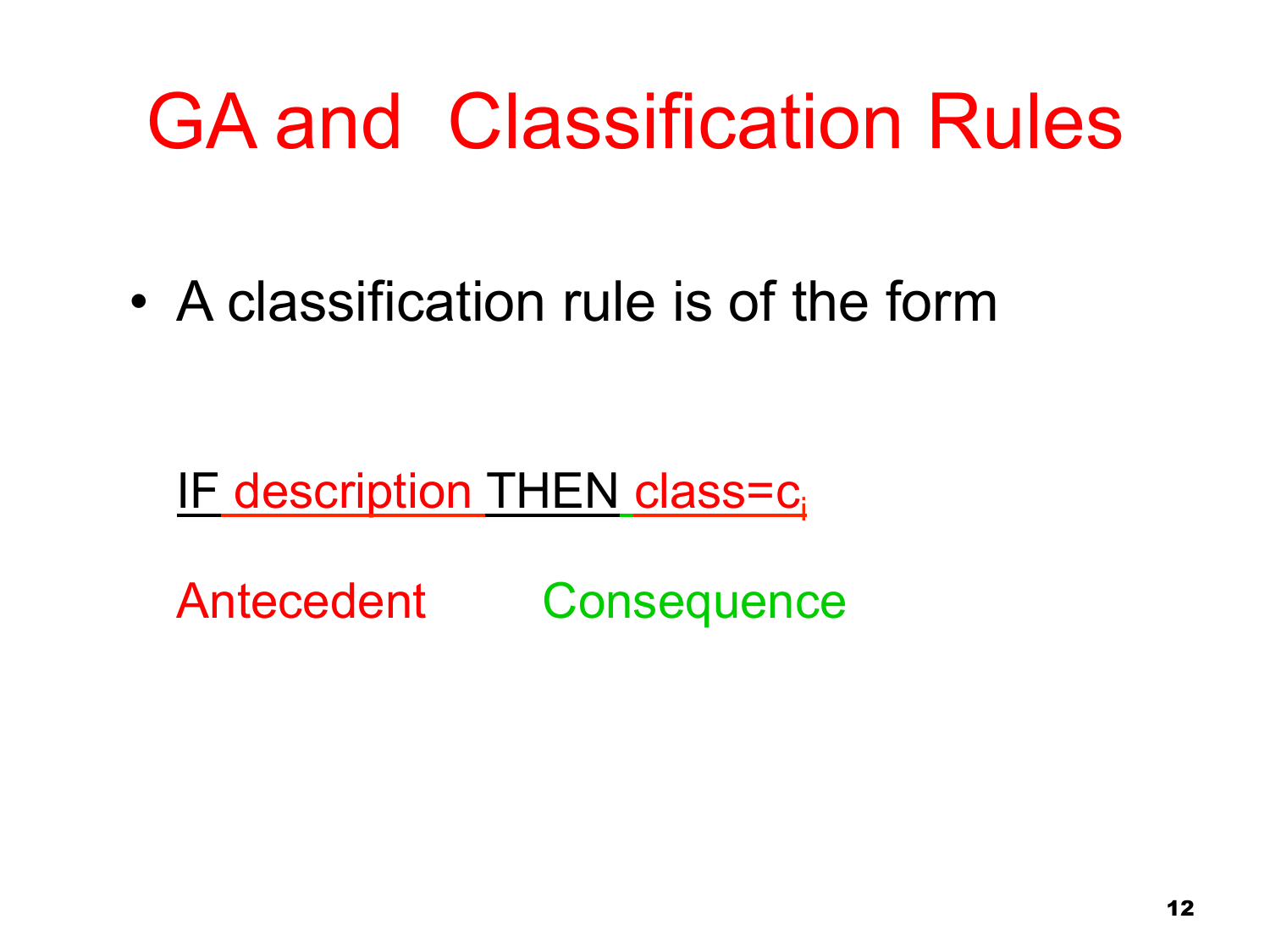# GA and Classification Rules

- A classification rule is of the form

IF description THEN class=$c_i$

Antecedent Consequence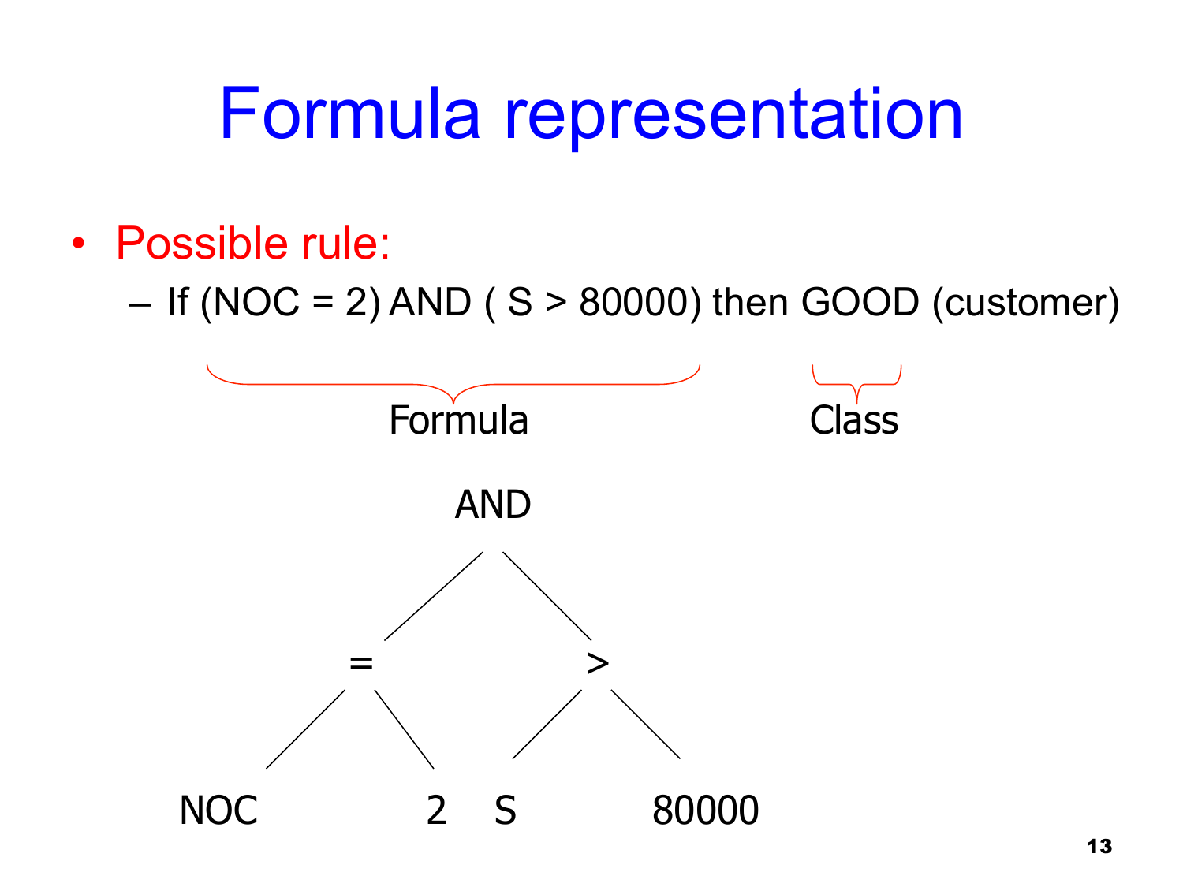# Formula representation

- Possible rule:
  - If (NOC = 2) AND ( S > 80000) then GOOD (customer)

Formula | Class

```
            AND
          /     \
        =         >
       / \       / \
    NOC   2     S   80000
```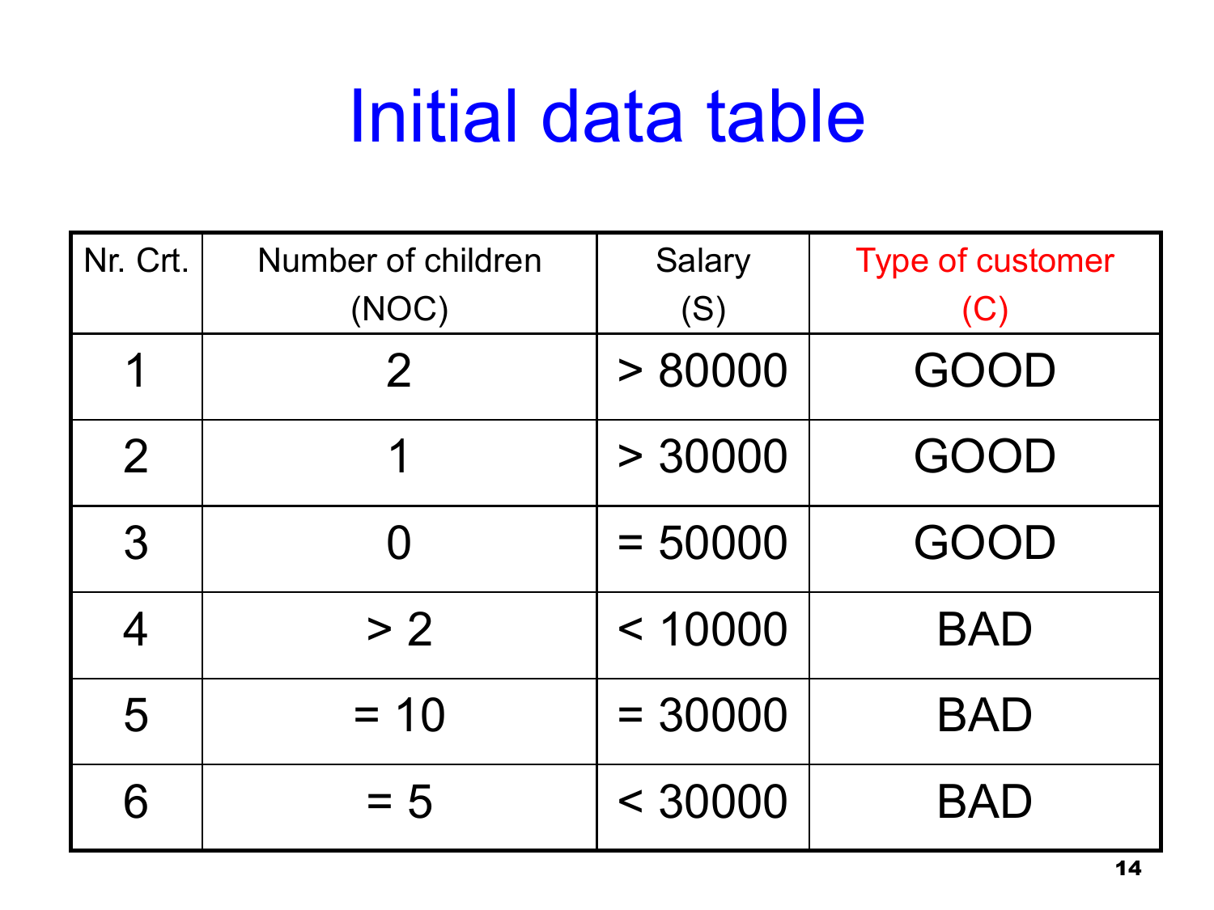# Initial data table

| Nr. Crt. | Number of children (NOC) | Salary (S) | Type of customer (C) |
|---|---|---|---|
| 1 | 2 | > 80000 | GOOD |
| 2 | 1 | > 30000 | GOOD |
| 3 | 0 | = 50000 | GOOD |
| 4 | > 2 | < 10000 | BAD |
| 5 | = 10 | = 30000 | BAD |
| 6 | = 5 | < 30000 | BAD |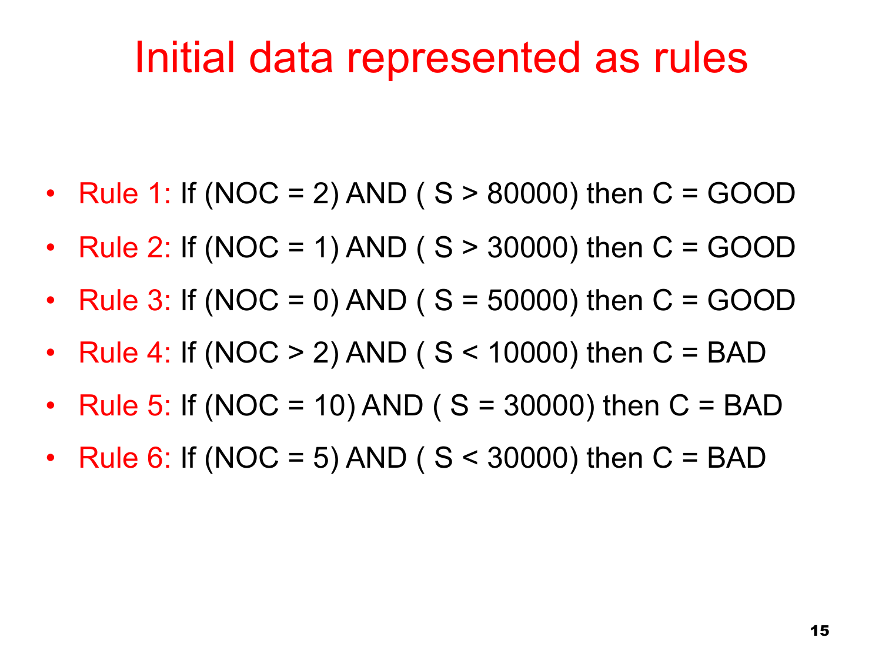# Initial data represented as rules

- Rule 1: If (NOC = 2) AND ( S > 80000) then C = GOOD
- Rule 2: If (NOC = 1) AND ( S > 30000) then C = GOOD
- Rule 3: If (NOC = 0) AND ( S = 50000) then C = GOOD
- Rule 4: If (NOC > 2) AND ( S < 10000) then C = BAD
- Rule 5: If (NOC = 10) AND ( S = 30000) then C = BAD
- Rule 6: If (NOC = 5) AND ( S < 30000) then C = BAD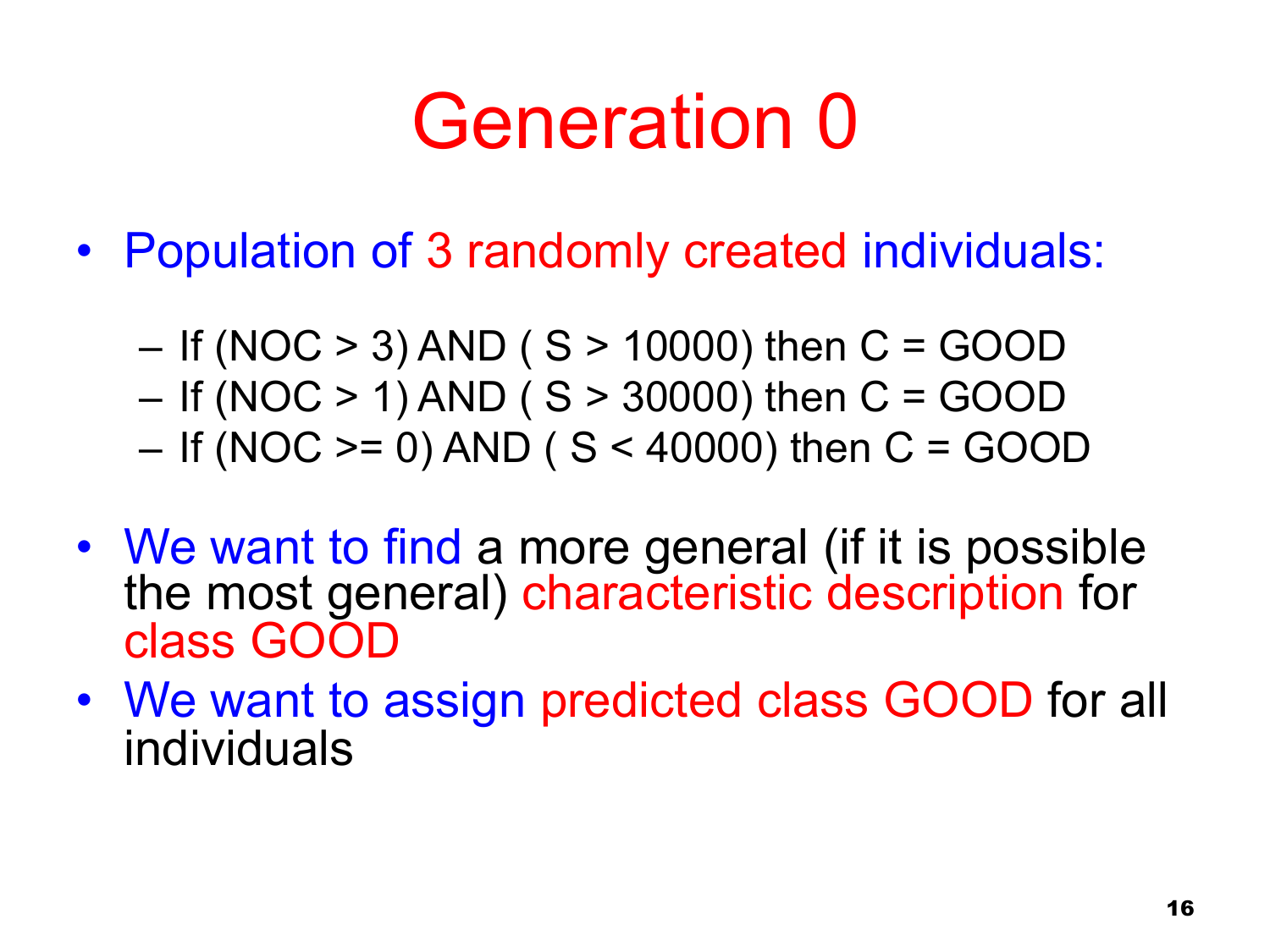# Generation 0

- Population of 3 randomly created individuals:
  - If (NOC > 3) AND ( S > 10000) then C = GOOD
  - If (NOC > 1) AND ( S > 30000) then C = GOOD
  - If (NOC >= 0) AND ( S < 40000) then C = GOOD
- We want to find a more general (if it is possible the most general) characteristic description for class GOOD
- We want to assign predicted class GOOD for all individuals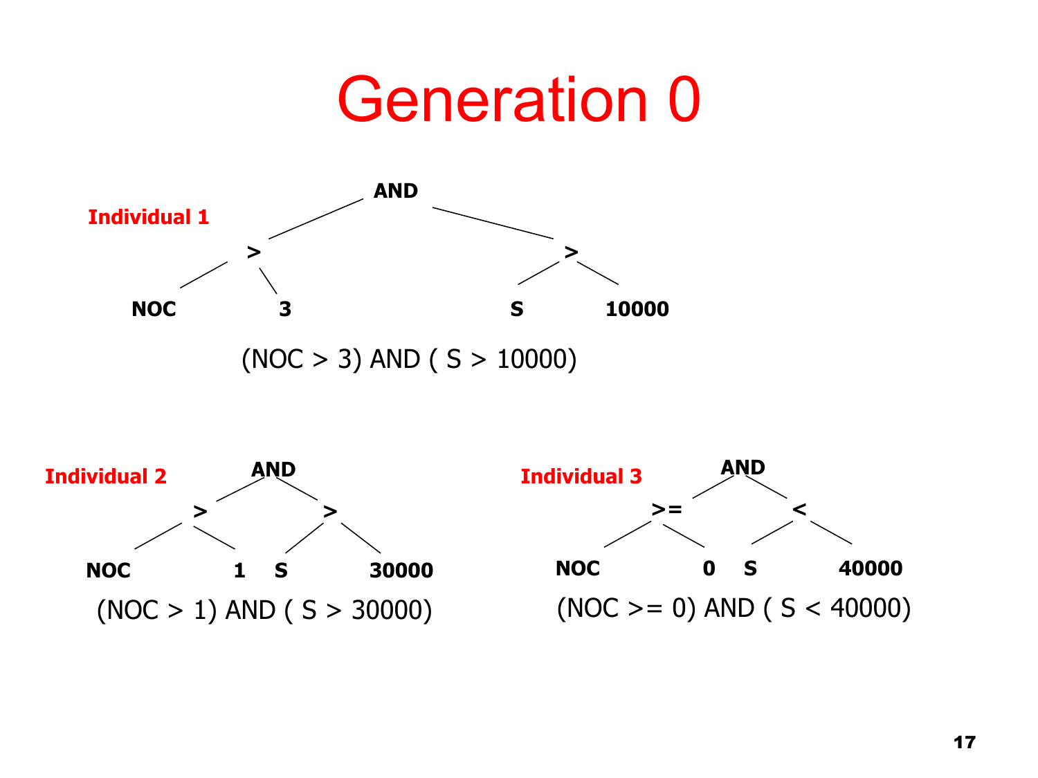# Generation 0

**Individual 1**

```
            AND
          /     \
        >         >
       / \       / \
    NOC   3     S   10000
```

(NOC > 3) AND ( S > 10000)

**Individual 2**

```
            AND
          /     \
        >         >
       / \       / \
    NOC   1     S   30000
```

(NOC > 1) AND ( S > 30000)

**Individual 3**

```
            AND
          /     \
        >=        <
       / \       / \
    NOC   0     S   40000
```

(NOC >= 0) AND ( S < 40000)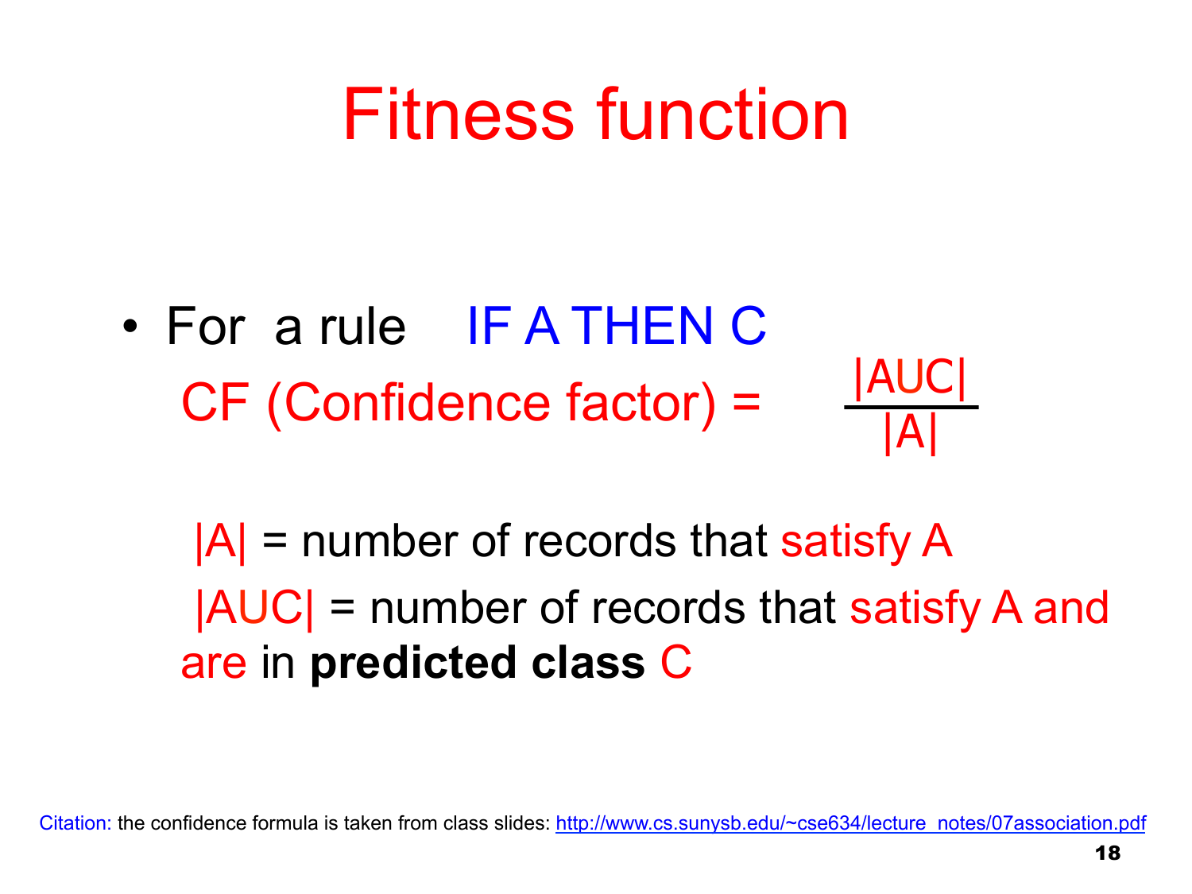# Fitness function

- For a rule IF A THEN C

  CF (Confidence factor) = $\frac{|AUC|}{|A|}$

  $|A|$ = number of records that satisfy A

  $|AUC|$ = number of records that satisfy A and are in **predicted class** C

Citation: the confidence formula is taken from class slides: http://www.cs.sunysb.edu/~cse634/lecture_notes/07association.pdf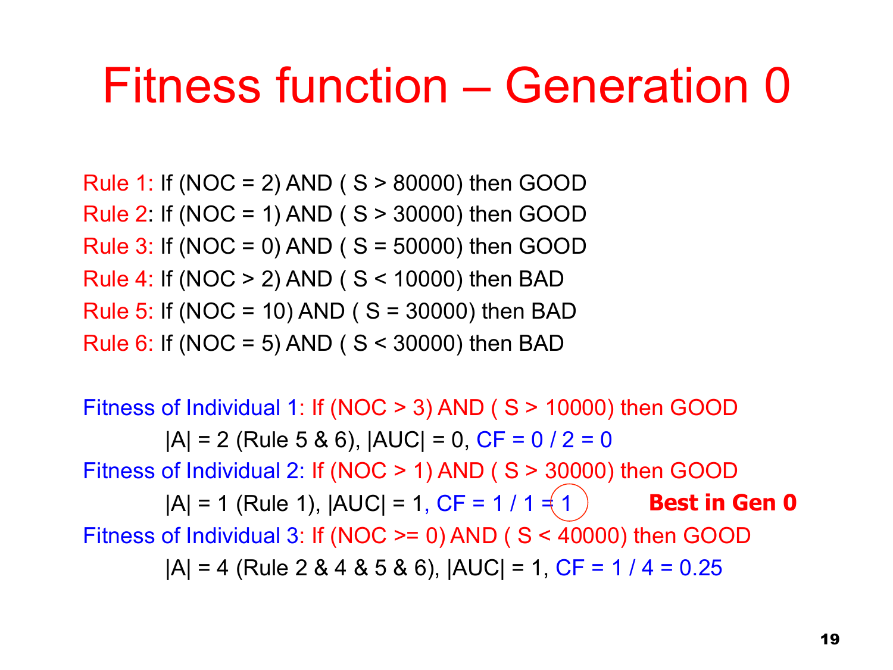# Fitness function – Generation 0

Rule 1: If (NOC = 2) AND ( S > 80000) then GOOD
Rule 2: If (NOC = 1) AND ( S > 30000) then GOOD
Rule 3: If (NOC = 0) AND ( S = 50000) then GOOD
Rule 4: If (NOC > 2) AND ( S < 10000) then BAD
Rule 5: If (NOC = 10) AND ( S = 30000) then BAD
Rule 6: If (NOC = 5) AND ( S < 30000) then BAD

Fitness of Individual 1: If (NOC > 3) AND ( S > 10000) then GOOD
    |A| = 2 (Rule 5 & 6), |AUC| = 0, CF = 0 / 2 = 0

Fitness of Individual 2: If (NOC > 1) AND ( S > 30000) then GOOD
    |A| = 1 (Rule 1), |AUC| = 1, CF = 1 / 1 = 1    **Best in Gen 0**

Fitness of Individual 3: If (NOC >= 0) AND ( S < 40000) then GOOD
    |A| = 4 (Rule 2 & 4 & 5 & 6), |AUC| = 1, CF = 1 / 4 = 0.25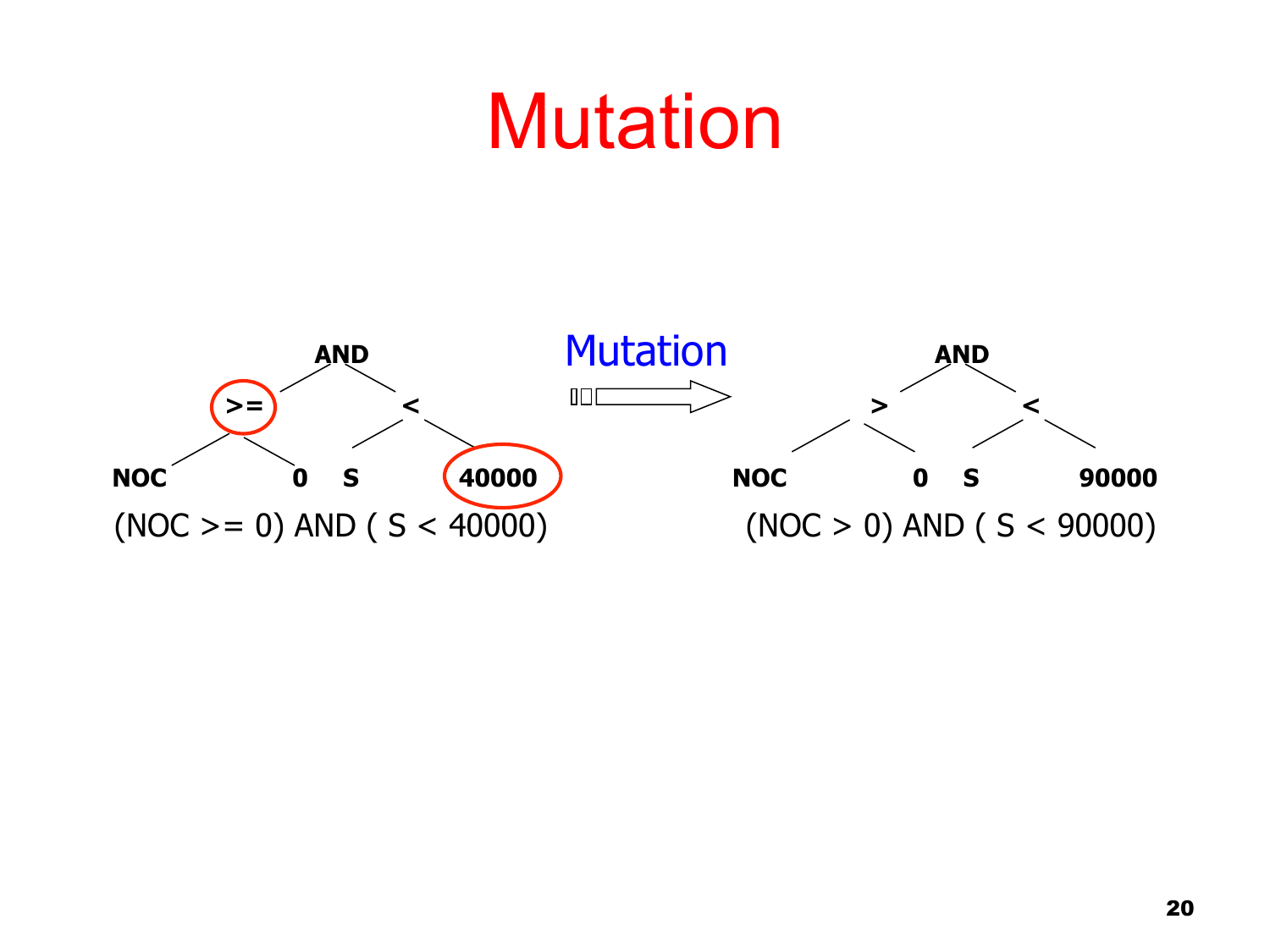# Mutation

**AND**

**>=** **<**

**NOC** **0** **S** **40000**

(NOC >= 0) AND ( S < 40000)

Mutation

**AND**

**>** **<**

**NOC** **0** **S** **90000**

(NOC > 0) AND ( S < 90000)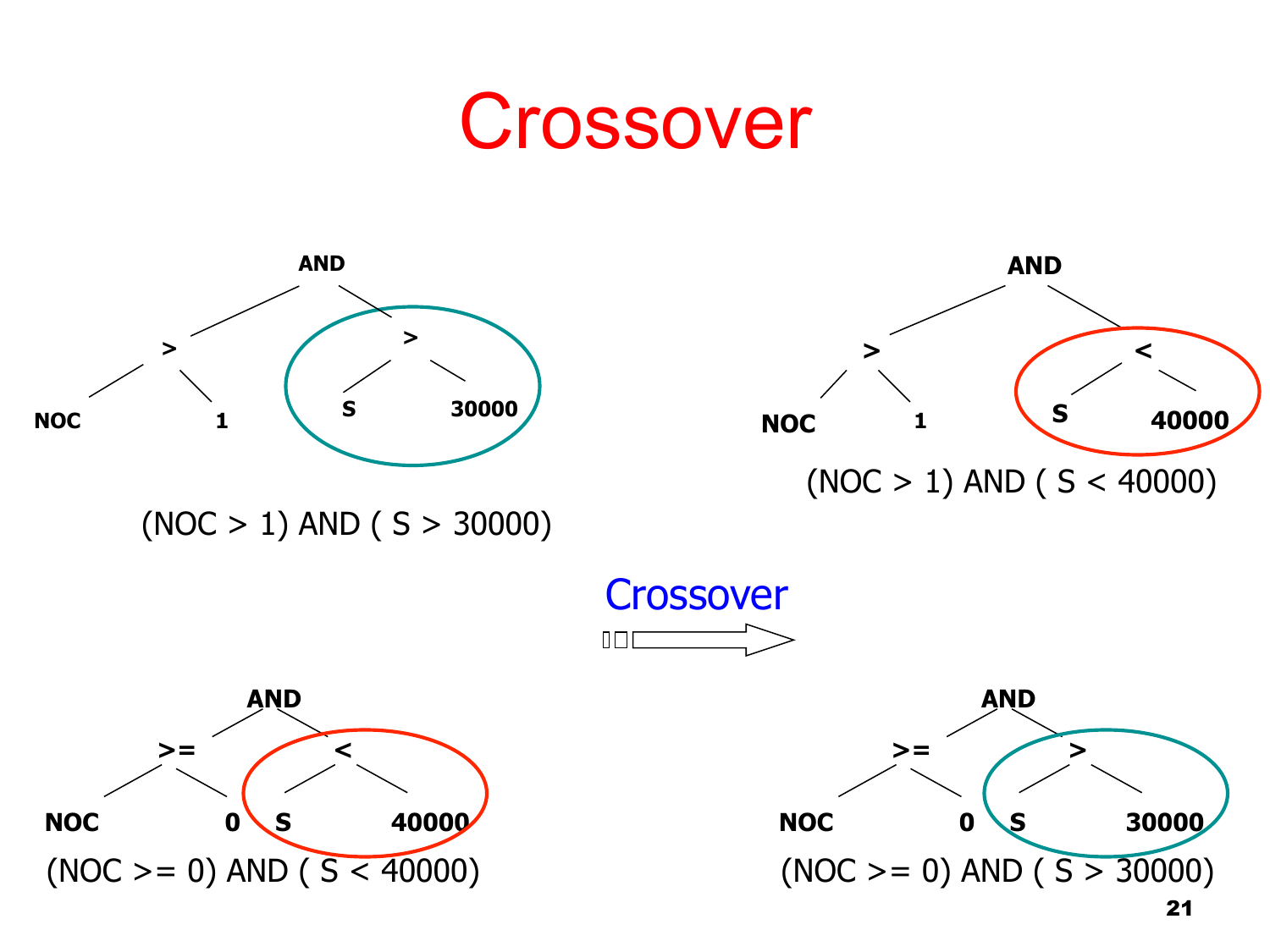# Crossover

(NOC > 1) AND ( S > 30000)

(NOC > 1) AND ( S < 40000)

Crossover

(NOC >= 0) AND ( S < 40000)

(NOC >= 0) AND ( S > 30000)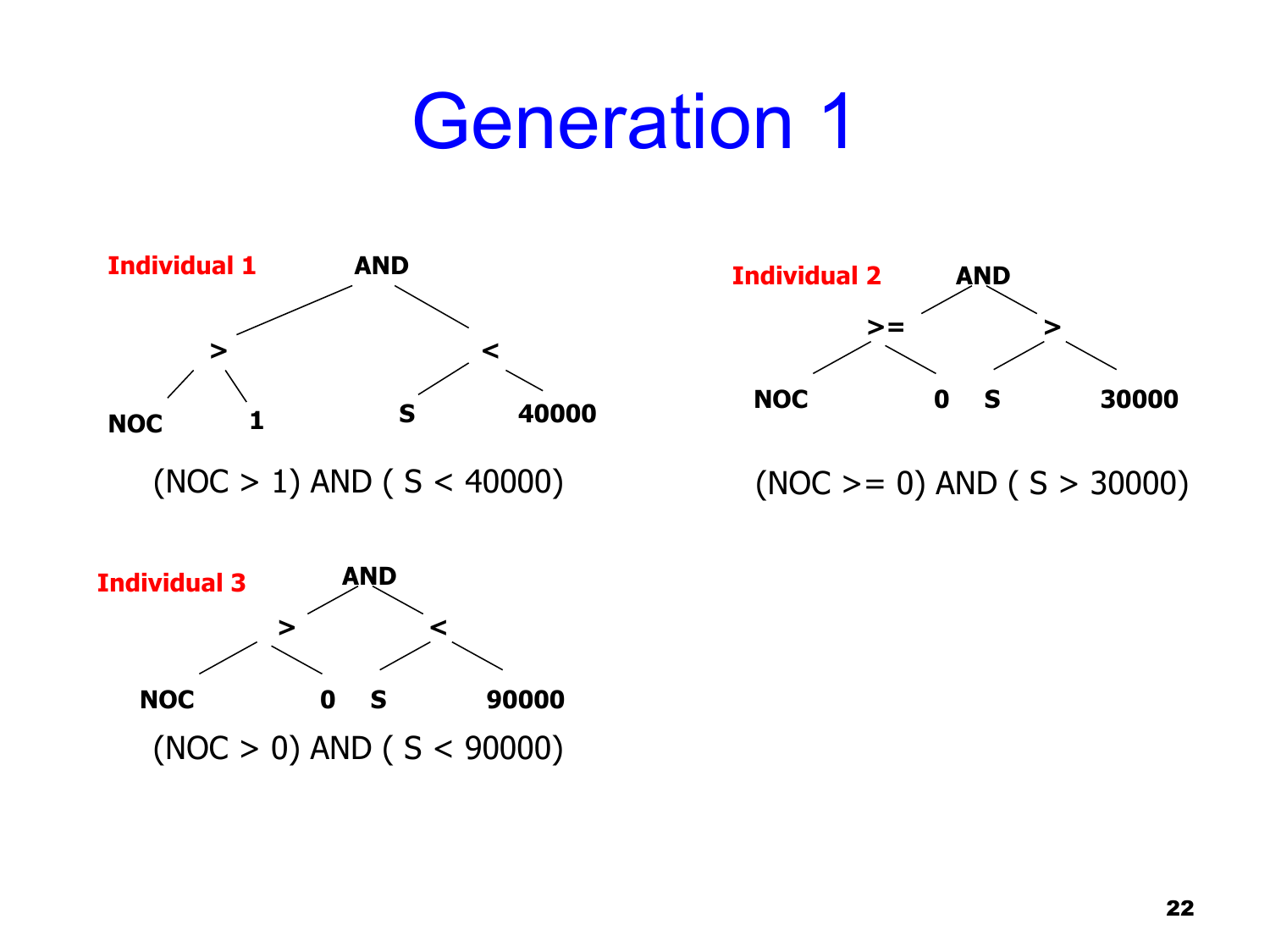# Generation 1

**Individual 1**

```
          AND
        /     \
       >       <
      / \     / \
   NOC   1   S   40000
```

(NOC > 1) AND ( S < 40000)

**Individual 2**

```
          AND
        /     \
      >=       >
      / \     / \
   NOC   0   S   30000
```

(NOC >= 0) AND ( S > 30000)

**Individual 3**

```
          AND
        /     \
       >       <
      / \     / \
   NOC   0   S   90000
```

(NOC > 0) AND ( S < 90000)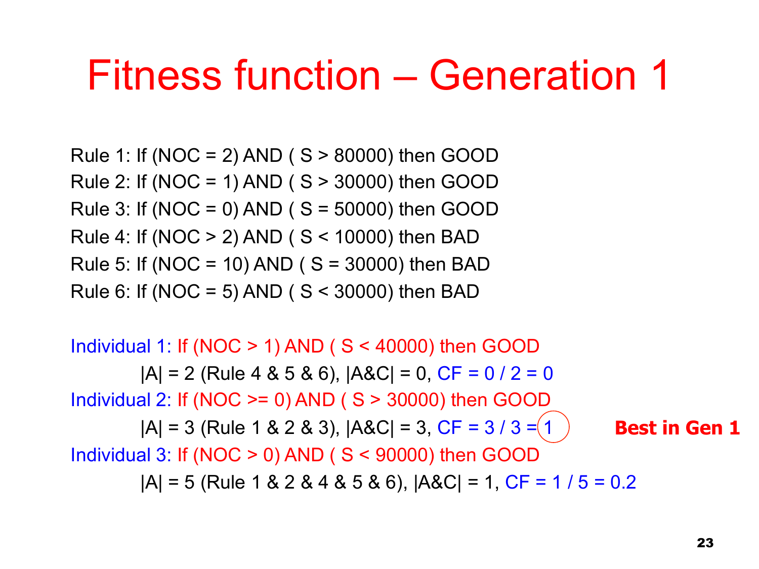# Fitness function – Generation 1

Rule 1: If (NOC = 2) AND ( S > 80000) then GOOD
Rule 2: If (NOC = 1) AND ( S > 30000) then GOOD
Rule 3: If (NOC = 0) AND ( S = 50000) then GOOD
Rule 4: If (NOC > 2) AND ( S < 10000) then BAD
Rule 5: If (NOC = 10) AND ( S = 30000) then BAD
Rule 6: If (NOC = 5) AND ( S < 30000) then BAD

Individual 1: If (NOC > 1) AND ( S < 40000) then GOOD

|A| = 2 (Rule 4 & 5 & 6), |A&C| = 0, CF = 0 / 2 = 0

Individual 2: If (NOC >= 0) AND ( S > 30000) then GOOD

|A| = 3 (Rule 1 & 2 & 3), |A&C| = 3, CF = 3 / 3 = 1 **Best in Gen 1**

Individual 3: If (NOC > 0) AND ( S < 90000) then GOOD

|A| = 5 (Rule 1 & 2 & 4 & 5 & 6), |A&C| = 1, CF = 1 / 5 = 0.2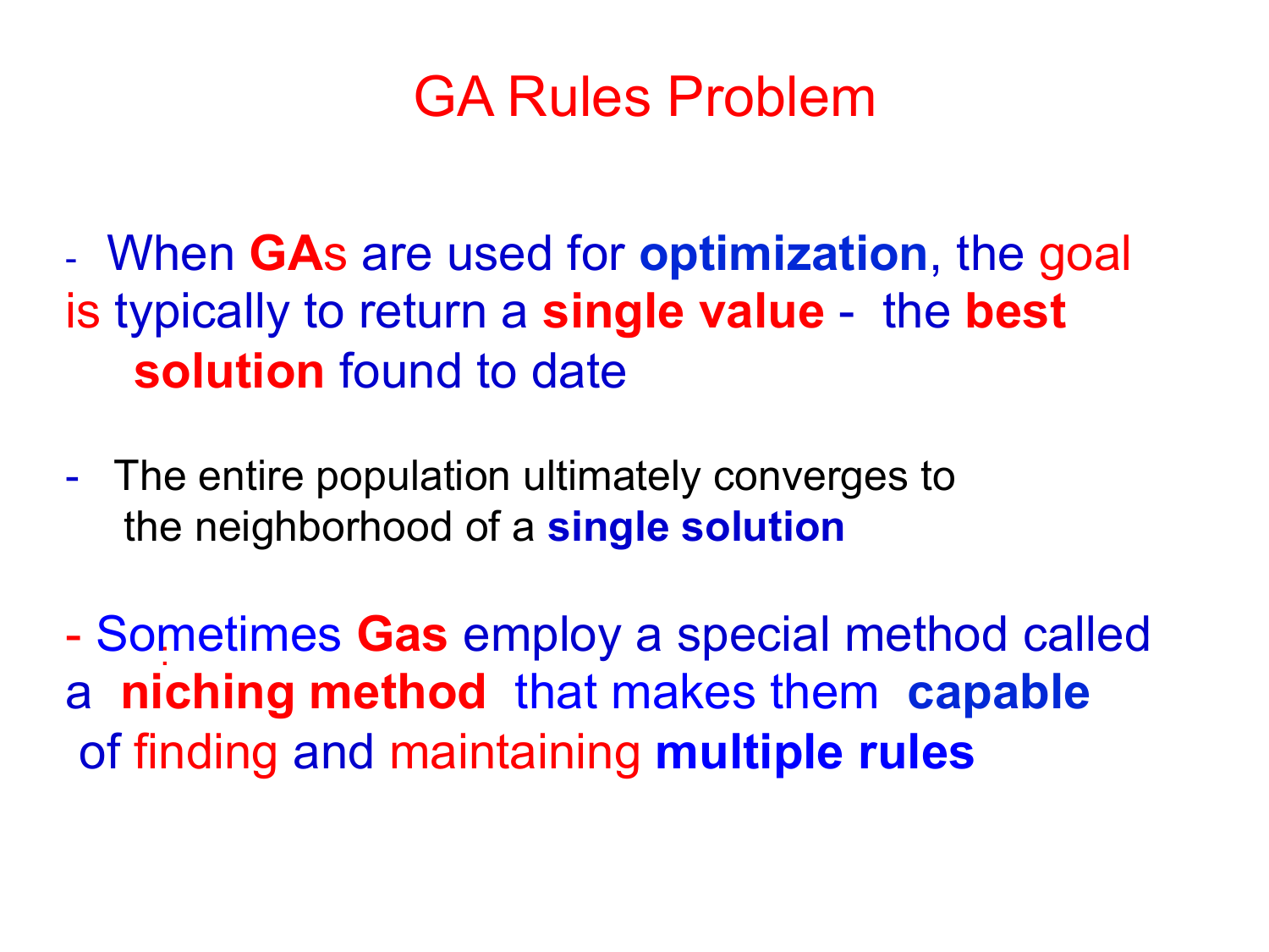# GA Rules Problem

- When **GA**s are used for **optimization**, the goal is typically to return a **single value** - the **best solution** found to date

- The entire population ultimately converges to the neighborhood of a **single solution**

- Sometimes **Gas** employ a special method called a **niching method** that makes them **capable** of finding and maintaining **multiple rules**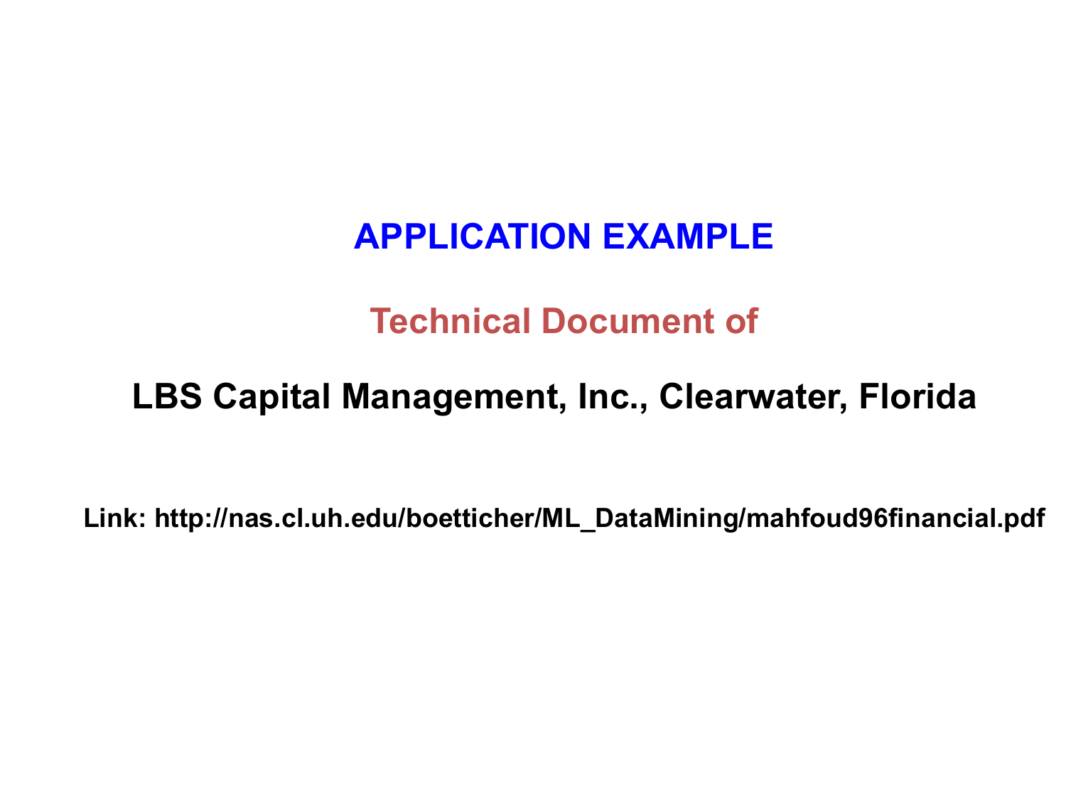# APPLICATION EXAMPLE

## Technical Document of

## LBS Capital Management, Inc., Clearwater, Florida

**Link: http://nas.cl.uh.edu/boetticher/ML_DataMining/mahfoud96financial.pdf**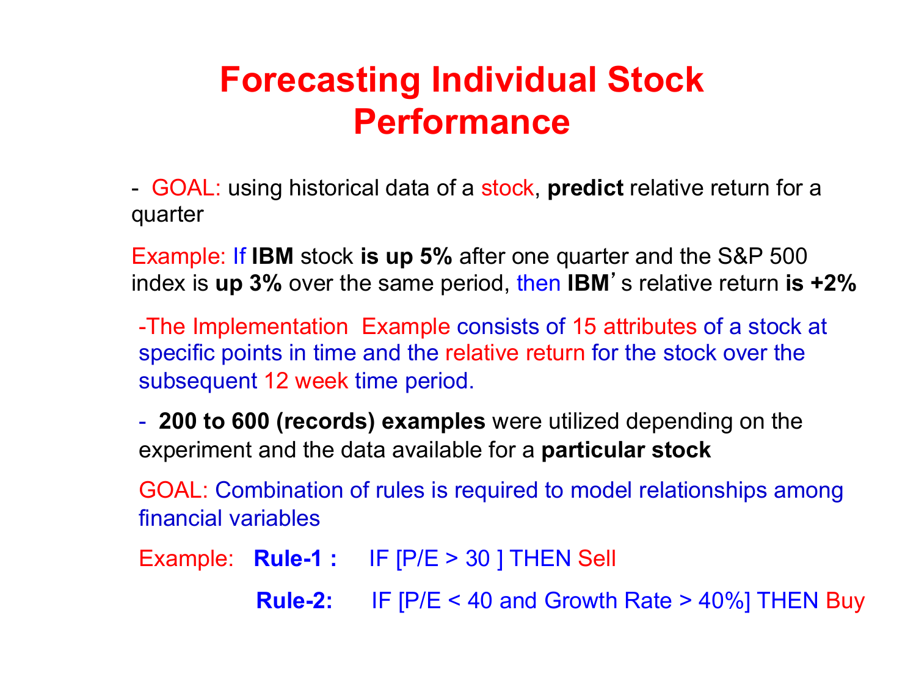# Forecasting Individual Stock Performance

- GOAL: using historical data of a stock, **predict** relative return for a quarter

Example: If **IBM** stock **is up 5%** after one quarter and the S&P 500 index is **up 3%** over the same period, then **IBM**'s relative return **is +2%**

-The Implementation Example consists of 15 attributes of a stock at specific points in time and the relative return for the stock over the subsequent 12 week time period.

- **200 to 600 (records) examples** were utilized depending on the experiment and the data available for a **particular stock**

GOAL: Combination of rules is required to model relationships among financial variables

Example: **Rule-1 :** IF [P/E > 30 ] THEN Sell

**Rule-2:** IF [P/E < 40 and Growth Rate > 40%] THEN Buy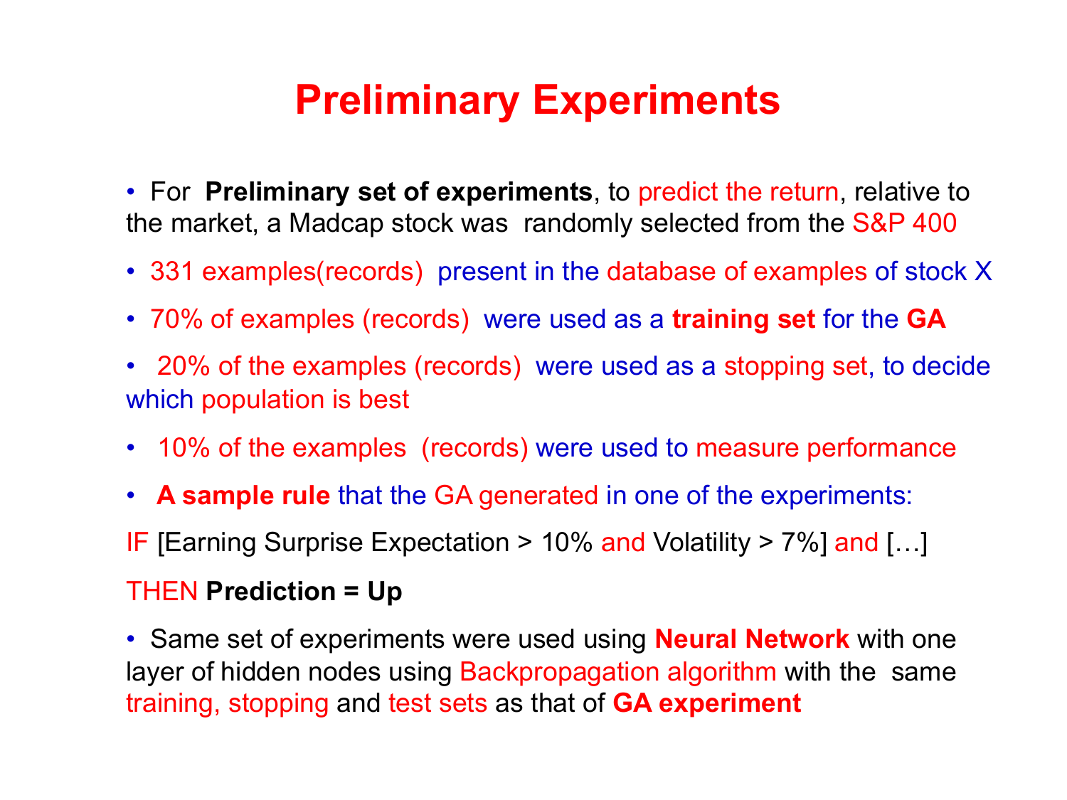# Preliminary Experiments

- For **Preliminary set of experiments**, to predict the return, relative to the market, a Madcap stock was randomly selected from the S&P 400
- 331 examples(records) present in the database of examples of stock X
- 70% of examples (records) were used as a **training set** for the **GA**
- 20% of the examples (records) were used as a stopping set, to decide which population is best
- 10% of the examples (records) were used to measure performance
- **A sample rule** that the GA generated in one of the experiments:

IF [Earning Surprise Expectation > 10% and Volatility > 7%] and […]

THEN **Prediction = Up**

- Same set of experiments were used using **Neural Network** with one layer of hidden nodes using Backpropagation algorithm with the same training, stopping and test sets as that of **GA experiment**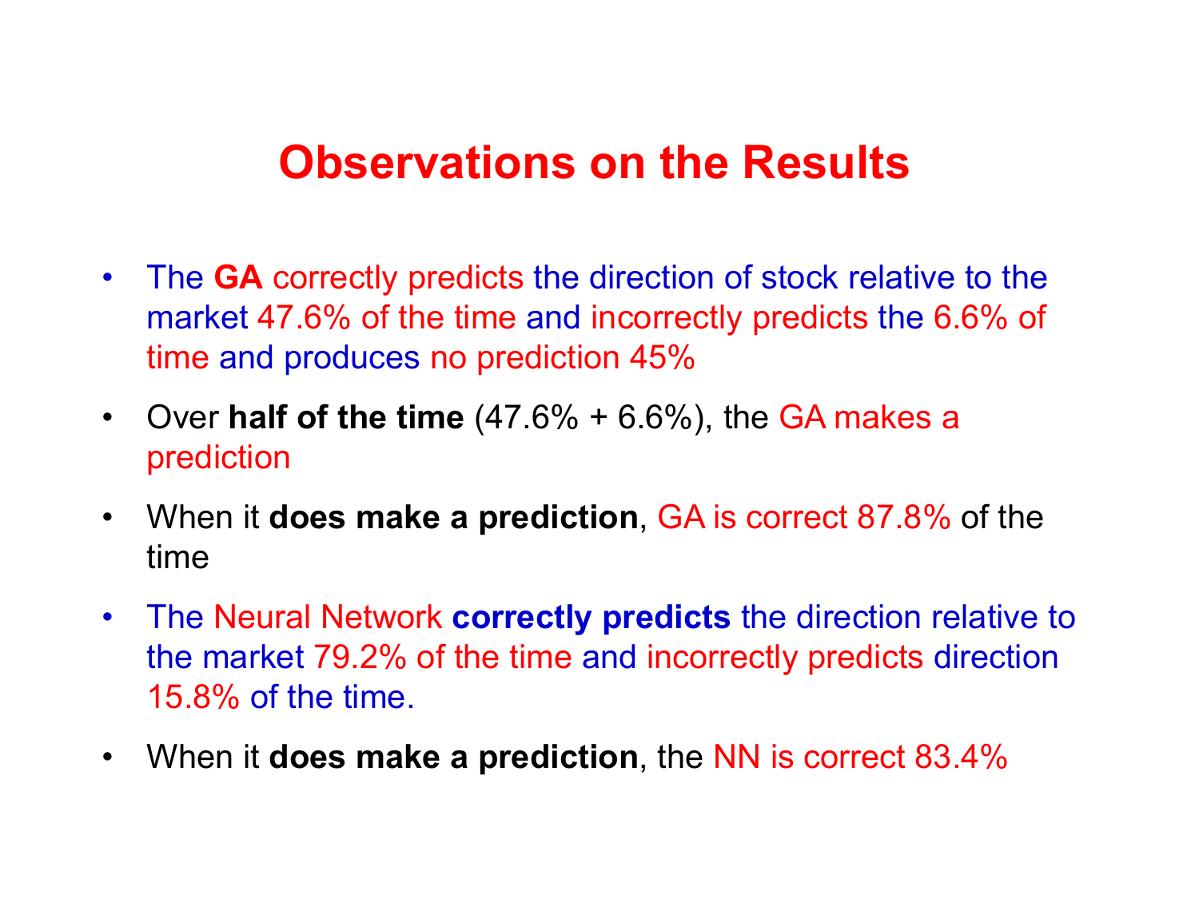# Observations on the Results

- The **GA** correctly predicts the direction of stock relative to the market 47.6% of the time and incorrectly predicts the 6.6% of time and produces no prediction 45%
- Over **half of the time** (47.6% + 6.6%), the GA makes a prediction
- When it **does make a prediction**, GA is correct 87.8% of the time
- The Neural Network **correctly predicts** the direction relative to the market 79.2% of the time and incorrectly predicts direction 15.8% of the time.
- When it **does make a prediction**, the NN is correct 83.4%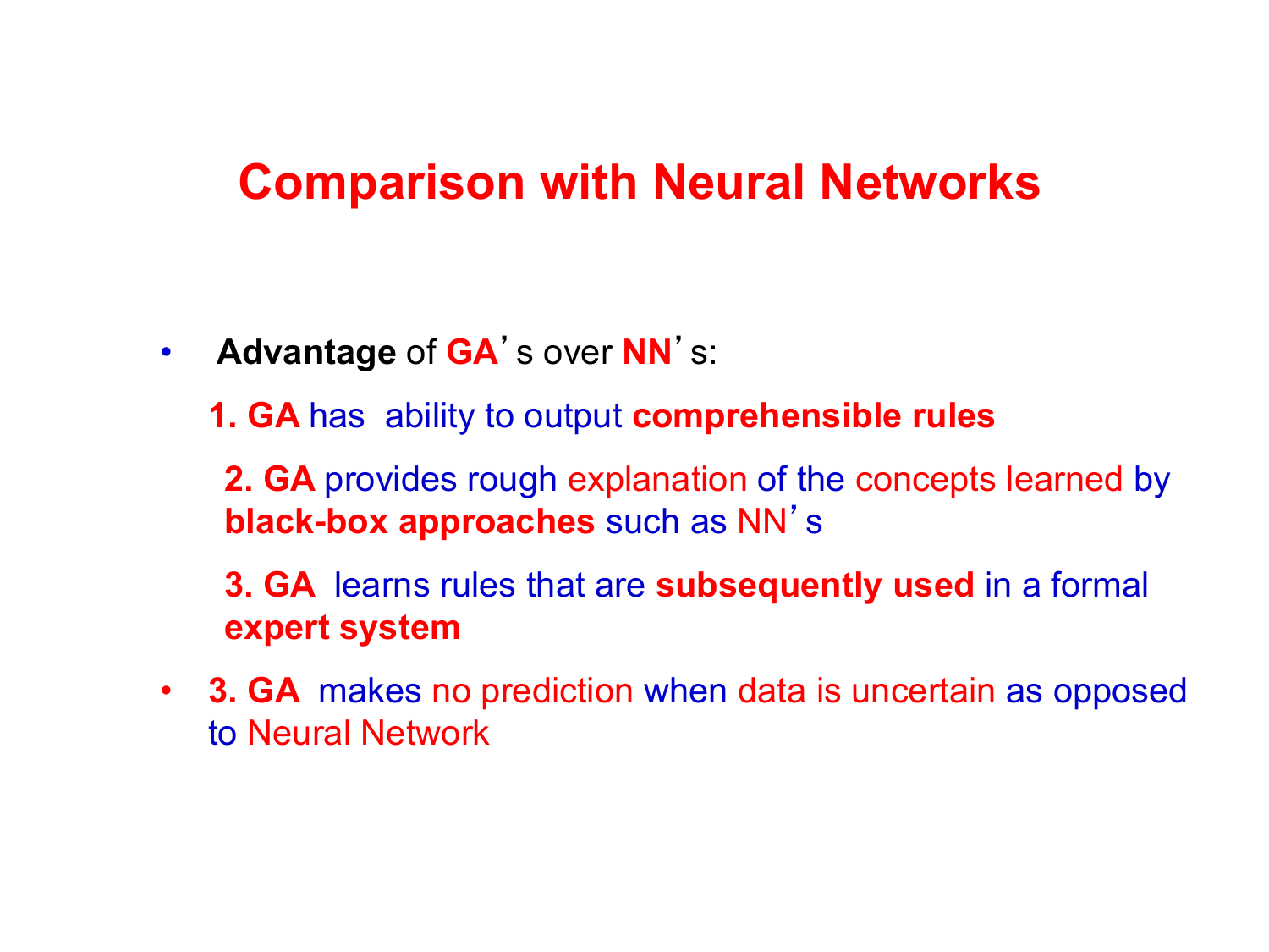# Comparison with Neural Networks

- **Advantage** of **GA**'s over **NN**'s:

  **1. GA** has ability to output **comprehensible rules**

  **2. GA** provides rough explanation of the concepts learned by **black-box approaches** such as NN's

  **3. GA** learns rules that are **subsequently used** in a formal **expert system**

- **3. GA** makes no prediction when data is uncertain as opposed to Neural Network